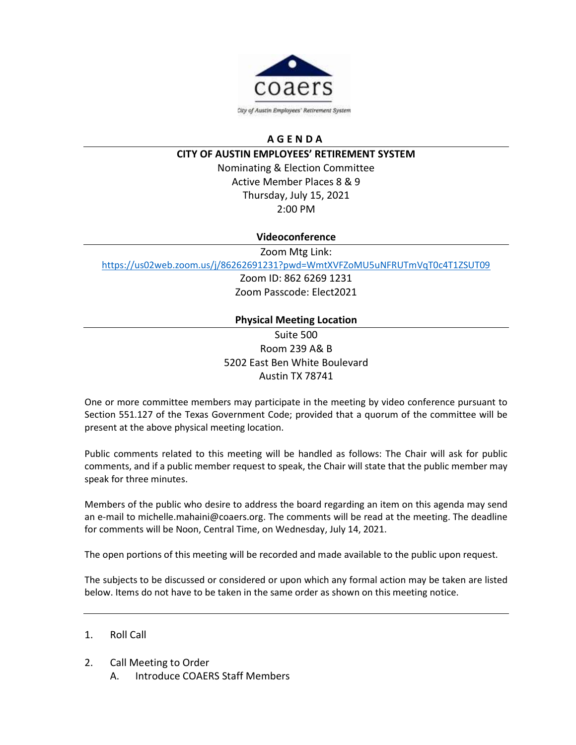coaers

City of Austin Employees' Retirement System

# AGENDA

## CITY OF AUSTIN EMPLOYEES' RETIREMENT SYSTEM

Nominating & Election Committee
Active Member Places 8 & 9
Thursday, July 15, 2021
2:00 PM

### Videoconference

Zoom Mtg Link:
https://us02web.zoom.us/j/86262691231?pwd=WmtXVFZoMU5uNFRUTmVqT0c4T1ZSUT09
Zoom ID: 862 6269 1231
Zoom Passcode: Elect2021

### Physical Meeting Location

Suite 500
Room 239 A& B
5202 East Ben White Boulevard
Austin TX 78741

One or more committee members may participate in the meeting by video conference pursuant to Section 551.127 of the Texas Government Code; provided that a quorum of the committee will be present at the above physical meeting location.

Public comments related to this meeting will be handled as follows: The Chair will ask for public comments, and if a public member request to speak, the Chair will state that the public member may speak for three minutes.

Members of the public who desire to address the board regarding an item on this agenda may send an e-mail to michelle.mahaini@coaers.org. The comments will be read at the meeting. The deadline for comments will be Noon, Central Time, on Wednesday, July 14, 2021.

The open portions of this meeting will be recorded and made available to the public upon request.

The subjects to be discussed or considered or upon which any formal action may be taken are listed below. Items do not have to be taken in the same order as shown on this meeting notice.

---

1. Roll Call

2. Call Meeting to Order
   A. Introduce COAERS Staff Members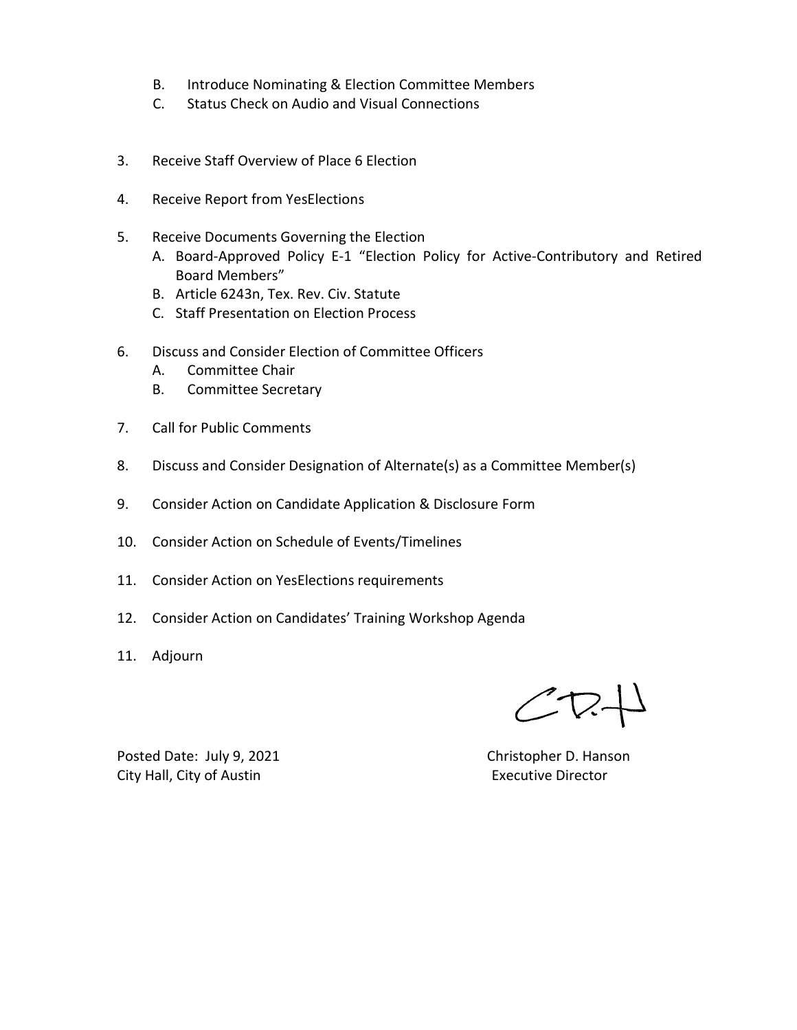B. Introduce Nominating & Election Committee Members
C. Status Check on Audio and Visual Connections

3. Receive Staff Overview of Place 6 Election

4. Receive Report from YesElections

5. Receive Documents Governing the Election
   A. Board-Approved Policy E-1 "Election Policy for Active-Contributory and Retired Board Members"
   B. Article 6243n, Tex. Rev. Civ. Statute
   C. Staff Presentation on Election Process

6. Discuss and Consider Election of Committee Officers
   A. Committee Chair
   B. Committee Secretary

7. Call for Public Comments

8. Discuss and Consider Designation of Alternate(s) as a Committee Member(s)

9. Consider Action on Candidate Application & Disclosure Form

10. Consider Action on Schedule of Events/Timelines

11. Consider Action on YesElections requirements

12. Consider Action on Candidates' Training Workshop Agenda

11. Adjourn

CDH

Posted Date: July 9, 2021
City Hall, City of Austin

Christopher D. Hanson
Executive Director